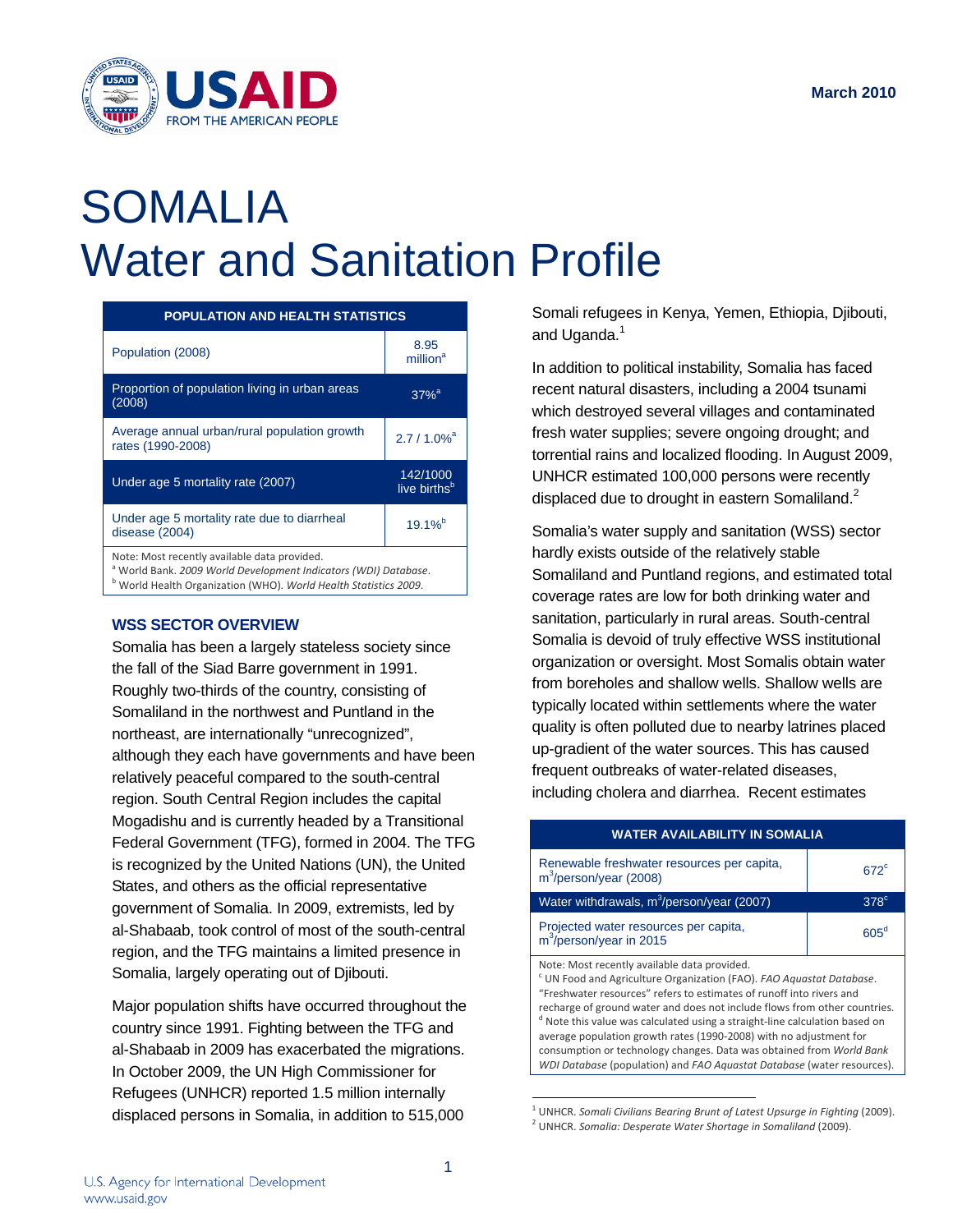March 2010

# SOMALIA
# Water and Sanitation Profile

| POPULATION AND HEALTH STATISTICS | |
|---|---|
| Population (2008) | 8.95 million[a] |
| Proportion of population living in urban areas (2008) | 37%[a] |
| Average annual urban/rural population growth rates (1990-2008) | 2.7 / 1.0%[a] |
| Under age 5 mortality rate (2007) | 142/1000 live births[b] |
| Under age 5 mortality rate due to diarrheal disease (2004) | 19.1%[b] |

Note: Most recently available data provided.
[a] World Bank. *2009 World Development Indicators (WDI) Database*.
[b] World Health Organization (WHO). *World Health Statistics 2009*.

## WSS SECTOR OVERVIEW

Somalia has been a largely stateless society since the fall of the Siad Barre government in 1991. Roughly two-thirds of the country, consisting of Somaliland in the northwest and Puntland in the northeast, are internationally "unrecognized", although they each have governments and have been relatively peaceful compared to the south-central region. South Central Region includes the capital Mogadishu and is currently headed by a Transitional Federal Government (TFG), formed in 2004. The TFG is recognized by the United Nations (UN), the United States, and others as the official representative government of Somalia. In 2009, extremists, led by al-Shabaab, took control of most of the south-central region, and the TFG maintains a limited presence in Somalia, largely operating out of Djibouti.

Major population shifts have occurred throughout the country since 1991. Fighting between the TFG and al-Shabaab in 2009 has exacerbated the migrations. In October 2009, the UN High Commissioner for Refugees (UNHCR) reported 1.5 million internally displaced persons in Somalia, in addition to 515,000 Somali refugees in Kenya, Yemen, Ethiopia, Djibouti, and Uganda.[1]

In addition to political instability, Somalia has faced recent natural disasters, including a 2004 tsunami which destroyed several villages and contaminated fresh water supplies; severe ongoing drought; and torrential rains and localized flooding. In August 2009, UNHCR estimated 100,000 persons were recently displaced due to drought in eastern Somaliland.[2]

Somalia's water supply and sanitation (WSS) sector hardly exists outside of the relatively stable Somaliland and Puntland regions, and estimated total coverage rates are low for both drinking water and sanitation, particularly in rural areas. South-central Somalia is devoid of truly effective WSS institutional organization or oversight. Most Somalis obtain water from boreholes and shallow wells. Shallow wells are typically located within settlements where the water quality is often polluted due to nearby latrines placed up-gradient of the water sources. This has caused frequent outbreaks of water-related diseases, including cholera and diarrhea. Recent estimates

| WATER AVAILABILITY IN SOMALIA | |
|---|---|
| Renewable freshwater resources per capita, $m^3$/person/year (2008) | 672[c] |
| Water withdrawals, $m^3$/person/year (2007) | 378[c] |
| Projected water resources per capita, $m^3$/person/year in 2015 | 605[d] |

Note: Most recently available data provided.
[c] UN Food and Agriculture Organization (FAO). *FAO Aquastat Database*. "Freshwater resources" refers to estimates of runoff into rivers and recharge of ground water and does not include flows from other countries.
[d] Note this value was calculated using a straight-line calculation based on average population growth rates (1990-2008) with no adjustment for consumption or technology changes. Data was obtained from *World Bank WDI Database* (population) and *FAO Aquastat Database* (water resources).

[1] UNHCR. *Somali Civilians Bearing Brunt of Latest Upsurge in Fighting* (2009).
[2] UNHCR. *Somalia: Desperate Water Shortage in Somaliland* (2009).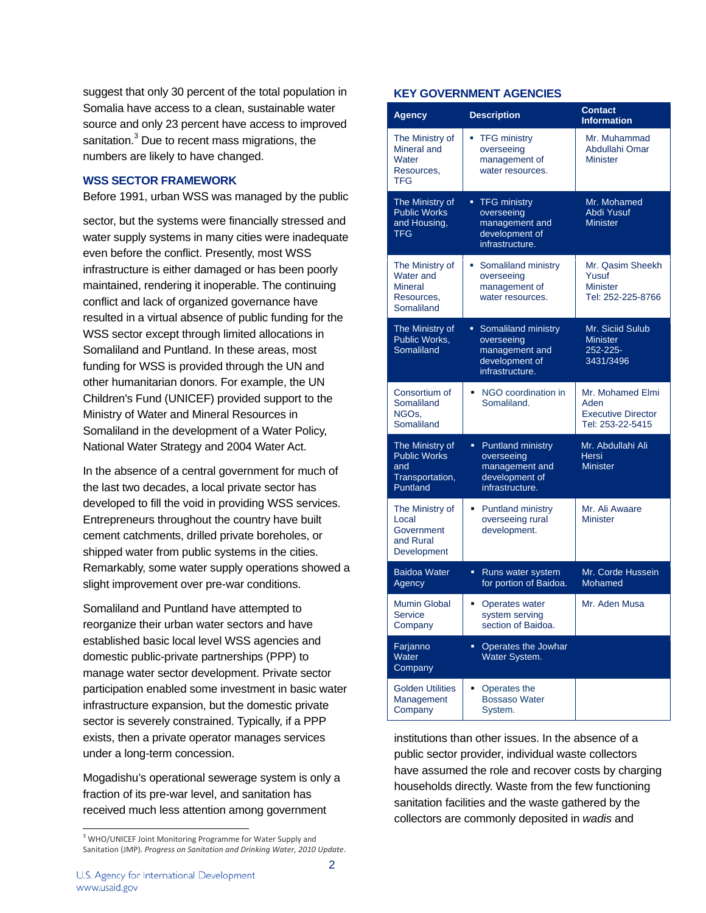suggest that only 30 percent of the total population in Somalia have access to a clean, sustainable water source and only 23 percent have access to improved sanitation.[3] Due to recent mass migrations, the numbers are likely to have changed.

## WSS SECTOR FRAMEWORK

Before 1991, urban WSS was managed by the public sector, but the systems were financially stressed and water supply systems in many cities were inadequate even before the conflict. Presently, most WSS infrastructure is either damaged or has been poorly maintained, rendering it inoperable. The continuing conflict and lack of organized governance have resulted in a virtual absence of public funding for the WSS sector except through limited allocations in Somaliland and Puntland. In these areas, most funding for WSS is provided through the UN and other humanitarian donors. For example, the UN Children's Fund (UNICEF) provided support to the Ministry of Water and Mineral Resources in Somaliland in the development of a Water Policy, National Water Strategy and 2004 Water Act.

In the absence of a central government for much of the last two decades, a local private sector has developed to fill the void in providing WSS services. Entrepreneurs throughout the country have built cement catchments, drilled private boreholes, or shipped water from public systems in the cities. Remarkably, some water supply operations showed a slight improvement over pre-war conditions.

Somaliland and Puntland have attempted to reorganize their urban water sectors and have established basic local level WSS agencies and domestic public-private partnerships (PPP) to manage water sector development. Private sector participation enabled some investment in basic water infrastructure expansion, but the domestic private sector is severely constrained. Typically, if a PPP exists, then a private operator manages services under a long-term concession.

Mogadishu's operational sewerage system is only a fraction of its pre-war level, and sanitation has received much less attention among government institutions than other issues. In the absence of a public sector provider, individual waste collectors have assumed the role and recover costs by charging households directly. Waste from the few functioning sanitation facilities and the waste gathered by the collectors are commonly deposited in *wadis* and

## KEY GOVERNMENT AGENCIES

| Agency | Description | Contact Information |
|---|---|---|
| The Ministry of Mineral and Water Resources, TFG | ▪ TFG ministry overseeing management of water resources. | Mr. Muhammad Abdullahi Omar<br>Minister |
| The Ministry of Public Works and Housing, TFG | ▪ TFG ministry overseeing management and development of infrastructure. | Mr. Mohamed Abdi Yusuf<br>Minister |
| The Ministry of Water and Mineral Resources, Somaliland | ▪ Somaliland ministry overseeing management of water resources. | Mr. Qasim Sheekh Yusuf<br>Minister<br>Tel: 252-225-8766 |
| The Ministry of Public Works, Somaliland | ▪ Somaliland ministry overseeing management and development of infrastructure. | Mr. Siciid Sulub<br>Minister<br>252-225-3431/3496 |
| Consortium of Somaliland NGOs, Somaliland | ▪ NGO coordination in Somaliland. | Mr. Mohamed Elmi Aden<br>Executive Director<br>Tel: 253-22-5415 |
| The Ministry of Public Works and Transportation, Puntland | ▪ Puntland ministry overseeing management and development of infrastructure. | Mr. Abdullahi Ali Hersi<br>Minister |
| The Ministry of Local Government and Rural Development | ▪ Puntland ministry overseeing rural development. | Mr. Ali Awaare<br>Minister |
| Baidoa Water Agency | ▪ Runs water system for portion of Baidoa. | Mr. Corde Hussein Mohamed |
| Mumin Global Service Company | ▪ Operates water system serving section of Baidoa. | Mr. Aden Musa |
| Farjanno Water Company | ▪ Operates the Jowhar Water System. | |
| Golden Utilities Management Company | ▪ Operates the Bossaso Water System. | |

[3] WHO/UNICEF Joint Monitoring Programme for Water Supply and Sanitation (JMP). *Progress on Sanitation and Drinking Water, 2010 Update*.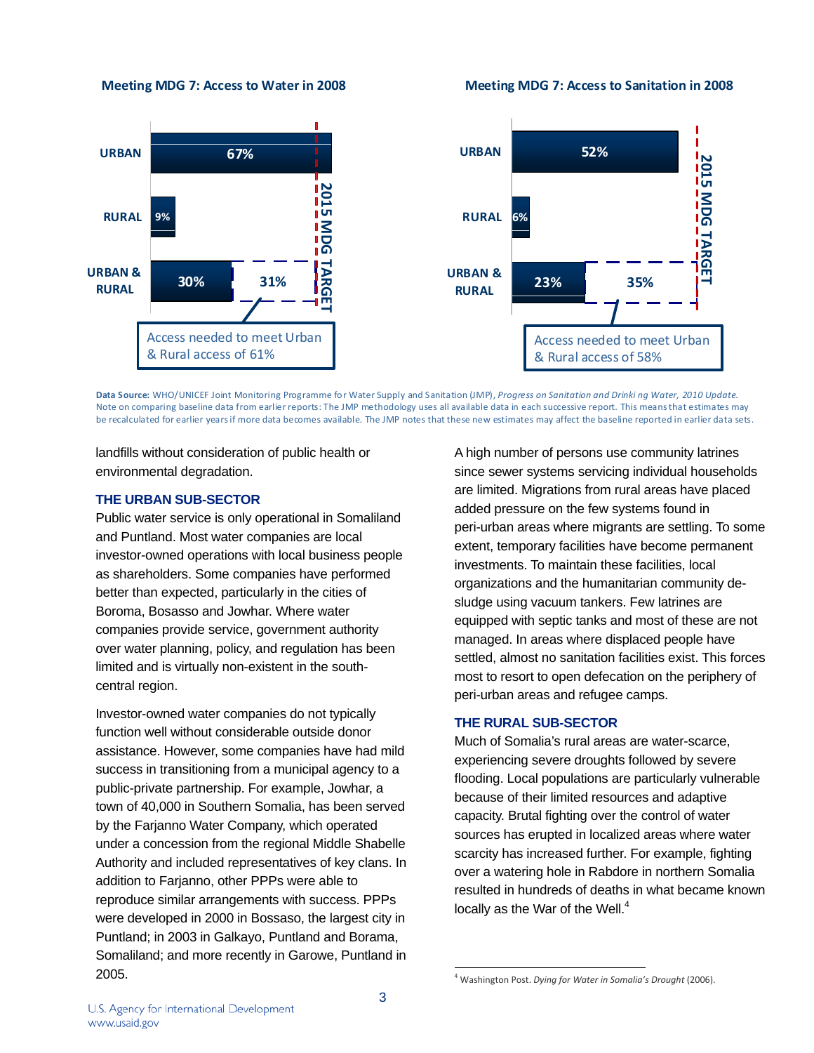**Meeting MDG 7: Access to Water in 2008**

| | Current | Access needed | 2015 MDG TARGET |
|---|---|---|---|
| URBAN | 67% | | |
| RURAL | 9% | | |
| URBAN & RURAL | 30% | 31% | |

Access needed to meet Urban & Rural access of 61%

**Meeting MDG 7: Access to Sanitation in 2008**

| | Current | Access needed | 2015 MDG TARGET |
|---|---|---|---|
| URBAN | 52% | | |
| RURAL | 6% | | |
| URBAN & RURAL | 23% | 35% | |

Access needed to meet Urban & Rural access of 58%

**Data Source:** WHO/UNICEF Joint Monitoring Programme for Water Supply and Sanitation (JMP), *Progress on Sanitation and Drinki ng Water, 2010 Update.* Note on comparing baseline data from earlier reports: The JMP methodology uses all available data in each successive report. This means that estimates may be recalculated for earlier years if more data becomes available. The JMP notes that these new estimates may affect the baseline reported in earlier data sets.

landfills without consideration of public health or environmental degradation.

### THE URBAN SUB-SECTOR

Public water service is only operational in Somaliland and Puntland. Most water companies are local investor-owned operations with local business people as shareholders. Some companies have performed better than expected, particularly in the cities of Boroma, Bosasso and Jowhar. Where water companies provide service, government authority over water planning, policy, and regulation has been limited and is virtually non-existent in the south-central region.

Investor-owned water companies do not typically function well without considerable outside donor assistance. However, some companies have had mild success in transitioning from a municipal agency to a public-private partnership. For example, Jowhar, a town of 40,000 in Southern Somalia, has been served by the Farjanno Water Company, which operated under a concession from the regional Middle Shabelle Authority and included representatives of key clans. In addition to Farjanno, other PPPs were able to reproduce similar arrangements with success. PPPs were developed in 2000 in Bossaso, the largest city in Puntland; in 2003 in Galkayo, Puntland and Borama, Somaliland; and more recently in Garowe, Puntland in 2005.

A high number of persons use community latrines since sewer systems servicing individual households are limited. Migrations from rural areas have placed added pressure on the few systems found in peri-urban areas where migrants are settling. To some extent, temporary facilities have become permanent investments. To maintain these facilities, local organizations and the humanitarian community de-sludge using vacuum tankers. Few latrines are equipped with septic tanks and most of these are not managed. In areas where displaced people have settled, almost no sanitation facilities exist. This forces most to resort to open defecation on the periphery of peri-urban areas and refugee camps.

### THE RURAL SUB-SECTOR

Much of Somalia's rural areas are water-scarce, experiencing severe droughts followed by severe flooding. Local populations are particularly vulnerable because of their limited resources and adaptive capacity. Brutal fighting over the control of water sources has erupted in localized areas where water scarcity has increased further. For example, fighting over a watering hole in Rabdore in northern Somalia resulted in hundreds of deaths in what became known locally as the War of the Well.[4]

[4] Washington Post. *Dying for Water in Somalia's Drought* (2006).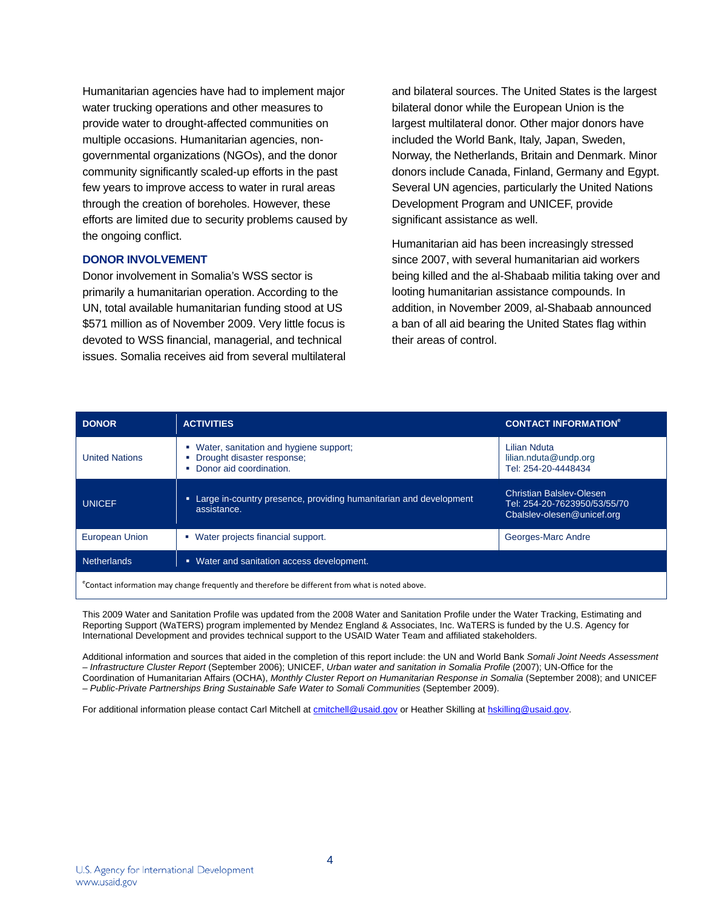Humanitarian agencies have had to implement major water trucking operations and other measures to provide water to drought-affected communities on multiple occasions. Humanitarian agencies, non-governmental organizations (NGOs), and the donor community significantly scaled-up efforts in the past few years to improve access to water in rural areas through the creation of boreholes. However, these efforts are limited due to security problems caused by the ongoing conflict.

## DONOR INVOLVEMENT

Donor involvement in Somalia's WSS sector is primarily a humanitarian operation. According to the UN, total available humanitarian funding stood at US $571 million as of November 2009. Very little focus is devoted to WSS financial, managerial, and technical issues. Somalia receives aid from several multilateral and bilateral sources. The United States is the largest bilateral donor while the European Union is the largest multilateral donor. Other major donors have included the World Bank, Italy, Japan, Sweden, Norway, the Netherlands, Britain and Denmark. Minor donors include Canada, Finland, Germany and Egypt. Several UN agencies, particularly the United Nations Development Program and UNICEF, provide significant assistance as well.

Humanitarian aid has been increasingly stressed since 2007, with several humanitarian aid workers being killed and the al-Shabaab militia taking over and looting humanitarian assistance compounds. In addition, in November 2009, al-Shabaab announced a ban of all aid bearing the United States flag within their areas of control.

| DONOR | ACTIVITIES | CONTACT INFORMATION[e] |
|---|---|---|
| United Nations | ▪ Water, sanitation and hygiene support;<br>▪ Drought disaster response;<br>▪ Donor aid coordination. | Lilian Nduta<br>lilian.nduta@undp.org<br>Tel: 254-20-4448434 |
| UNICEF | ▪ Large in-country presence, providing humanitarian and development assistance. | Christian Balslev-Olesen<br>Tel: 254-20-7623950/53/55/70<br>Cbalslev-olesen@unicef.org |
| European Union | ▪ Water projects financial support. | Georges-Marc Andre |
| Netherlands | ▪ Water and sanitation access development. | |

[e]Contact information may change frequently and therefore be different from what is noted above.

This 2009 Water and Sanitation Profile was updated from the 2008 Water and Sanitation Profile under the Water Tracking, Estimating and Reporting Support (WaTERS) program implemented by Mendez England & Associates, Inc. WaTERS is funded by the U.S. Agency for International Development and provides technical support to the USAID Water Team and affiliated stakeholders.

Additional information and sources that aided in the completion of this report include: the UN and World Bank *Somali Joint Needs Assessment – Infrastructure Cluster Report* (September 2006); UNICEF, *Urban water and sanitation in Somalia Profile* (2007); UN-Office for the Coordination of Humanitarian Affairs (OCHA), *Monthly Cluster Report on Humanitarian Response in Somalia* (September 2008); and UNICEF – *Public-Private Partnerships Bring Sustainable Safe Water to Somali Communities* (September 2009).

For additional information please contact Carl Mitchell at cmitchell@usaid.gov or Heather Skilling at hskilling@usaid.gov.